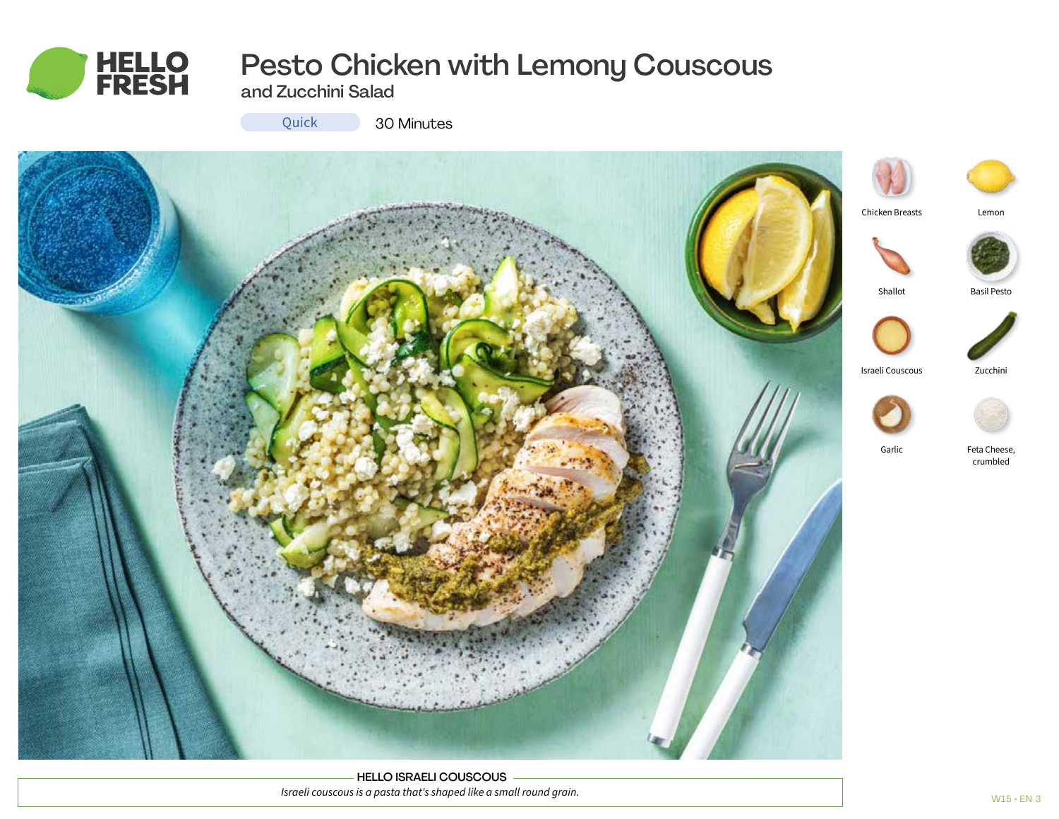# Pesto Chicken with Lemony Couscous

## and Zucchini Salad

Quick 30 Minutes

- Chicken Breasts
- Lemon
- Shallot
- Basil Pesto
- Israeli Couscous
- Zucchini
- Garlic
- Feta Cheese, crumbled

**HELLO ISRAELI COUSCOUS**

*Israeli couscous is a pasta that's shaped like a small round grain.*

W15 • EN 3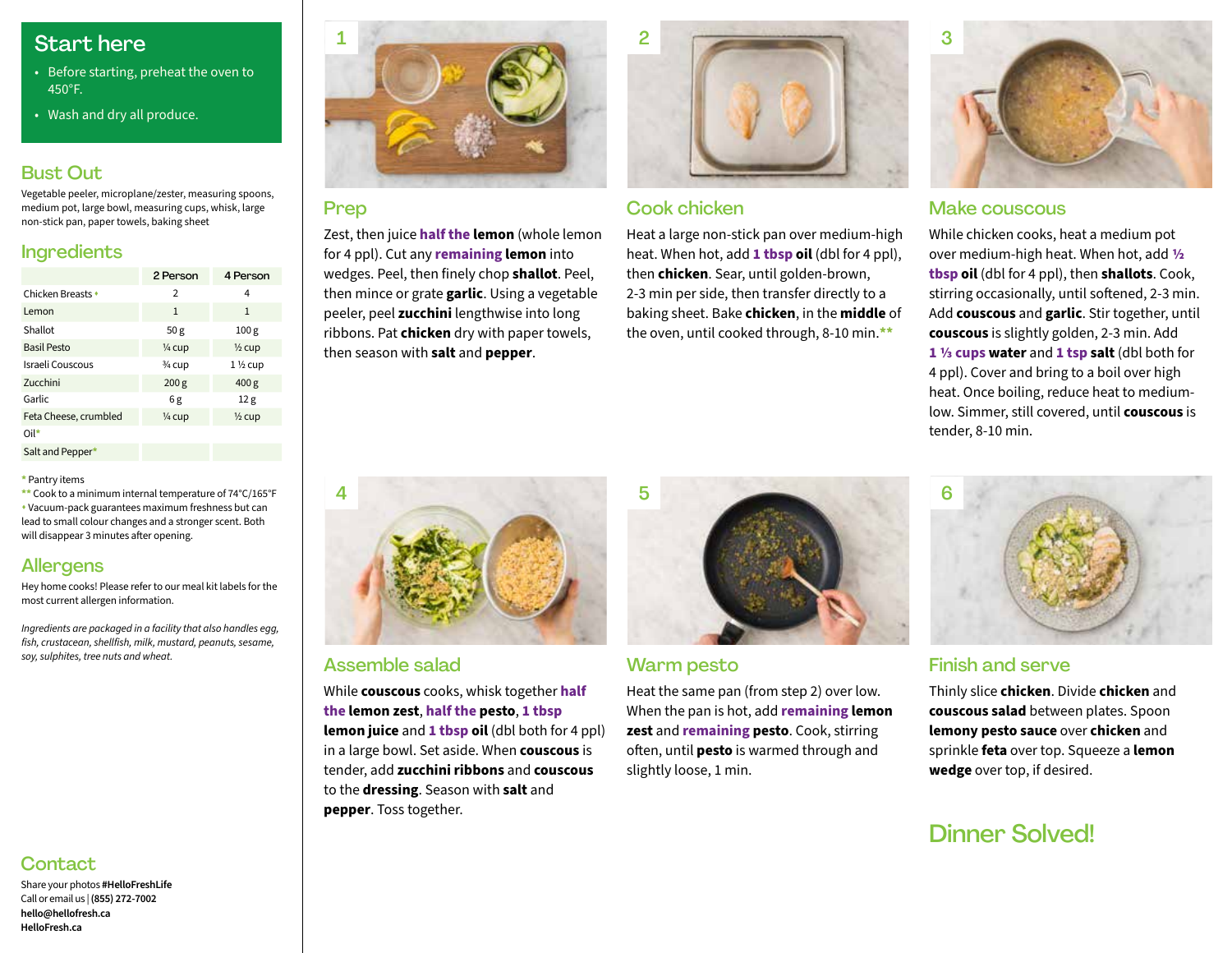## Start here

- Before starting, preheat the oven to 450°F.
- Wash and dry all produce.

## Bust Out

Vegetable peeler, microplane/zester, measuring spoons, medium pot, large bowl, measuring cups, whisk, large non-stick pan, paper towels, baking sheet

## Ingredients

| | 2 Person | 4 Person |
|---|---|---|
| Chicken Breasts • | 2 | 4 |
| Lemon | 1 | 1 |
| Shallot | 50 g | 100 g |
| Basil Pesto | ¼ cup | ½ cup |
| Israeli Couscous | ¾ cup | 1 ½ cup |
| Zucchini | 200 g | 400 g |
| Garlic | 6 g | 12 g |
| Feta Cheese, crumbled | ¼ cup | ½ cup |
| Oil* | | |
| Salt and Pepper* | | |

\* Pantry items

\*\* Cook to a minimum internal temperature of 74°C/165°F

• Vacuum-pack guarantees maximum freshness but can lead to small colour changes and a stronger scent. Both will disappear 3 minutes after opening.

## Allergens

Hey home cooks! Please refer to our meal kit labels for the most current allergen information.

*Ingredients are packaged in a facility that also handles egg, fish, crustacean, shellfish, milk, mustard, peanuts, sesame, soy, sulphites, tree nuts and wheat.*

## 1 Prep

Zest, then juice **half the lemon** (whole lemon for 4 ppl). Cut any **remaining lemon** into wedges. Peel, then finely chop **shallot**. Peel, then mince or grate **garlic**. Using a vegetable peeler, peel **zucchini** lengthwise into long ribbons. Pat **chicken** dry with paper towels, then season with **salt** and **pepper**.

## 2 Cook chicken

Heat a large non-stick pan over medium-high heat. When hot, add **1 tbsp oil** (dbl for 4 ppl), then **chicken**. Sear, until golden-brown, 2-3 min per side, then transfer directly to a baking sheet. Bake **chicken**, in the **middle** of the oven, until cooked through, 8-10 min.\*\*

## 3 Make couscous

While chicken cooks, heat a medium pot over medium-high heat. When hot, add **½ tbsp oil** (dbl for 4 ppl), then **shallots**. Cook, stirring occasionally, until softened, 2-3 min. Add **couscous** and **garlic**. Stir together, until **couscous** is slightly golden, 2-3 min. Add **1 ⅓ cups water** and **1 tsp salt** (dbl both for 4 ppl). Cover and bring to a boil over high heat. Once boiling, reduce heat to medium-low. Simmer, still covered, until **couscous** is tender, 8-10 min.

## 4 Assemble salad

While **couscous** cooks, whisk together **half the lemon zest**, **half the pesto**, **1 tbsp lemon juice** and **1 tbsp oil** (dbl both for 4 ppl) in a large bowl. Set aside. When **couscous** is tender, add **zucchini ribbons** and **couscous** to the **dressing**. Season with **salt** and **pepper**. Toss together.

## 5 Warm pesto

Heat the same pan (from step 2) over low. When the pan is hot, add **remaining lemon zest** and **remaining pesto**. Cook, stirring often, until **pesto** is warmed through and slightly loose, 1 min.

## 6 Finish and serve

Thinly slice **chicken**. Divide **chicken** and **couscous salad** between plates. Spoon **lemony pesto sauce** over **chicken** and sprinkle **feta** over top. Squeeze a **lemon wedge** over top, if desired.

# Dinner Solved!

## Contact

Share your photos **#HelloFreshLife**
Call or email us | **(855) 272-7002**
**hello@hellofresh.ca**
**HelloFresh.ca**